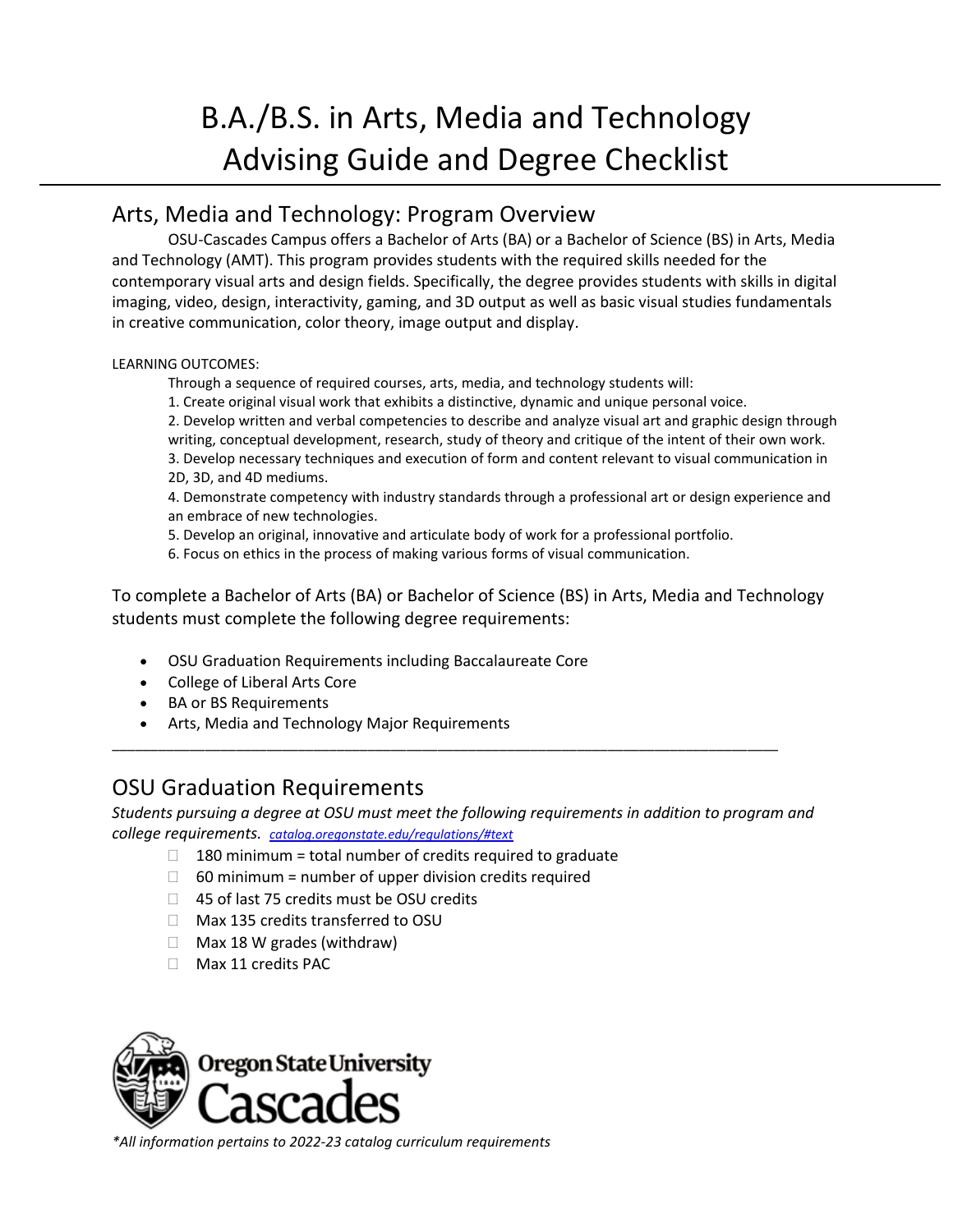# B.A./B.S. in Arts, Media and Technology Advising Guide and Degree Checklist

## Arts, Media and Technology: Program Overview

OSU-Cascades Campus offers a Bachelor of Arts (BA) or a Bachelor of Science (BS) in Arts, Media and Technology (AMT). This program provides students with the required skills needed for the contemporary visual arts and design fields. Specifically, the degree provides students with skills in digital imaging, video, design, interactivity, gaming, and 3D output as well as basic visual studies fundamentals in creative communication, color theory, image output and display.

LEARNING OUTCOMES:

Through a sequence of required courses, arts, media, and technology students will:

1. Create original visual work that exhibits a distinctive, dynamic and unique personal voice.
2. Develop written and verbal competencies to describe and analyze visual art and graphic design through writing, conceptual development, research, study of theory and critique of the intent of their own work.
3. Develop necessary techniques and execution of form and content relevant to visual communication in 2D, 3D, and 4D mediums.
4. Demonstrate competency with industry standards through a professional art or design experience and an embrace of new technologies.
5. Develop an original, innovative and articulate body of work for a professional portfolio.
6. Focus on ethics in the process of making various forms of visual communication.

To complete a Bachelor of Arts (BA) or Bachelor of Science (BS) in Arts, Media and Technology students must complete the following degree requirements:

- OSU Graduation Requirements including Baccalaureate Core
- College of Liberal Arts Core
- BA or BS Requirements
- Arts, Media and Technology Major Requirements

---

## OSU Graduation Requirements

*Students pursuing a degree at OSU must meet the following requirements in addition to program and college requirements.* [*catalog.oregonstate.edu/regulations/#text*](catalog.oregonstate.edu/regulations/#text)

- ☐ 180 minimum = total number of credits required to graduate
- ☐ 60 minimum = number of upper division credits required
- ☐ 45 of last 75 credits must be OSU credits
- ☐ Max 135 credits transferred to OSU
- ☐ Max 18 W grades (withdraw)
- ☐ Max 11 credits PAC

Oregon State University Cascades

*\*All information pertains to 2022-23 catalog curriculum requirements*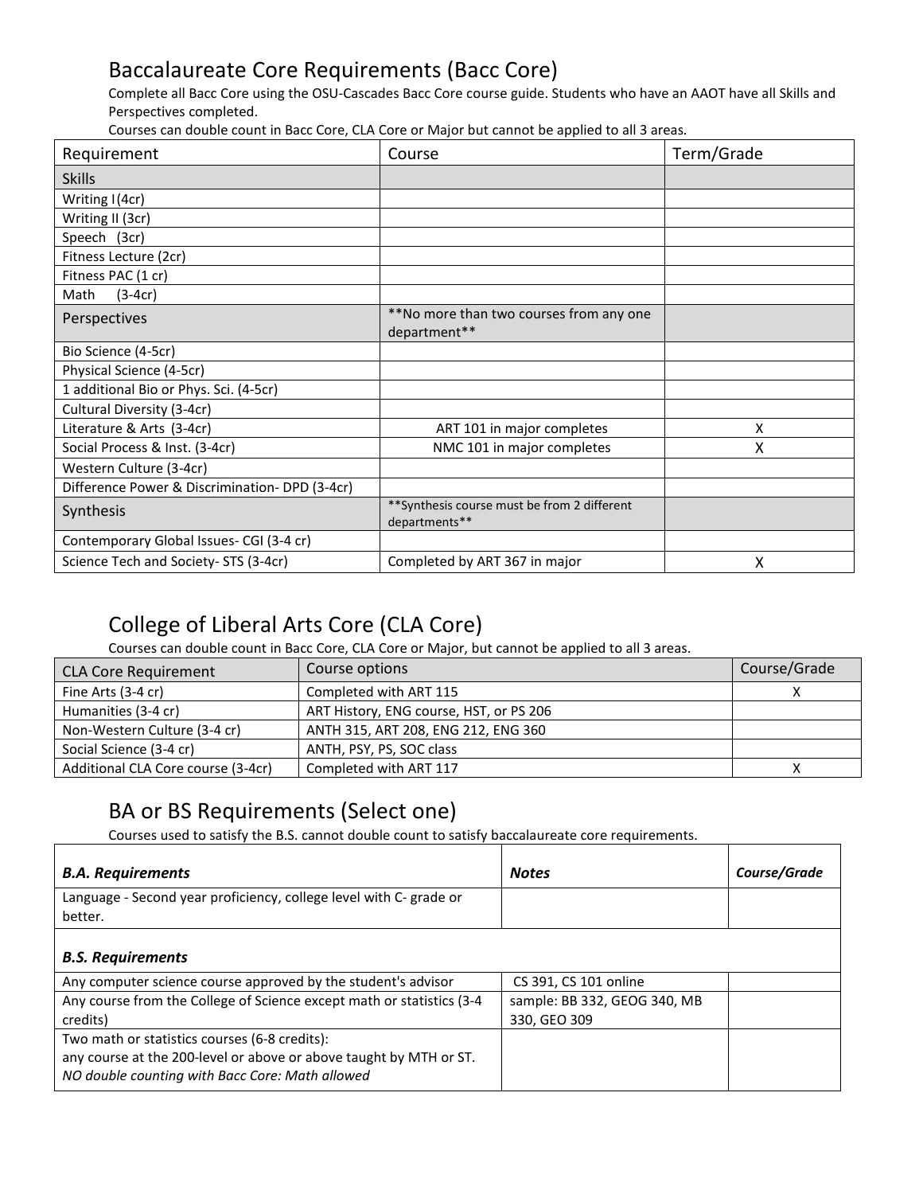## Baccalaureate Core Requirements (Bacc Core)

Complete all Bacc Core using the OSU-Cascades Bacc Core course guide. Students who have an AAOT have all Skills and Perspectives completed.

Courses can double count in Bacc Core, CLA Core or Major but cannot be applied to all 3 areas.

| Requirement | Course | Term/Grade |
|---|---|---|
| Skills | | |
| Writing I (4cr) | | |
| Writing II (3cr) | | |
| Speech (3cr) | | |
| Fitness Lecture (2cr) | | |
| Fitness PAC (1 cr) | | |
| Math (3-4cr) | | |
| Perspectives | **No more than two courses from any one department** | |
| Bio Science (4-5cr) | | |
| Physical Science (4-5cr) | | |
| 1 additional Bio or Phys. Sci. (4-5cr) | | |
| Cultural Diversity (3-4cr) | | |
| Literature & Arts (3-4cr) | ART 101 in major completes | X |
| Social Process & Inst. (3-4cr) | NMC 101 in major completes | X |
| Western Culture (3-4cr) | | |
| Difference Power & Discrimination- DPD (3-4cr) | | |
| Synthesis | **Synthesis course must be from 2 different departments** | |
| Contemporary Global Issues- CGI (3-4 cr) | | |
| Science Tech and Society- STS (3-4cr) | Completed by ART 367 in major | X |

## College of Liberal Arts Core (CLA Core)

Courses can double count in Bacc Core, CLA Core or Major, but cannot be applied to all 3 areas.

| CLA Core Requirement | Course options | Course/Grade |
|---|---|---|
| Fine Arts (3-4 cr) | Completed with ART 115 | X |
| Humanities (3-4 cr) | ART History, ENG course, HST, or PS 206 | |
| Non-Western Culture (3-4 cr) | ANTH 315, ART 208, ENG 212, ENG 360 | |
| Social Science (3-4 cr) | ANTH, PSY, PS, SOC class | |
| Additional CLA Core course (3-4cr) | Completed with ART 117 | X |

## BA or BS Requirements (Select one)

Courses used to satisfy the B.S. cannot double count to satisfy baccalaureate core requirements.

| ***B.A. Requirements*** | ***Notes*** | ***Course/Grade*** |
|---|---|---|
| Language - Second year proficiency, college level with C- grade or better. | | |
| ***B.S. Requirements*** | | |
| Any computer science course approved by the student's advisor | CS 391, CS 101 online | |
| Any course from the College of Science except math or statistics (3-4 credits) | sample: BB 332, GEOG 340, MB 330, GEO 309 | |
| Two math or statistics courses (6-8 credits): any course at the 200-level or above or above taught by MTH or ST. *NO double counting with Bacc Core: Math allowed* | | |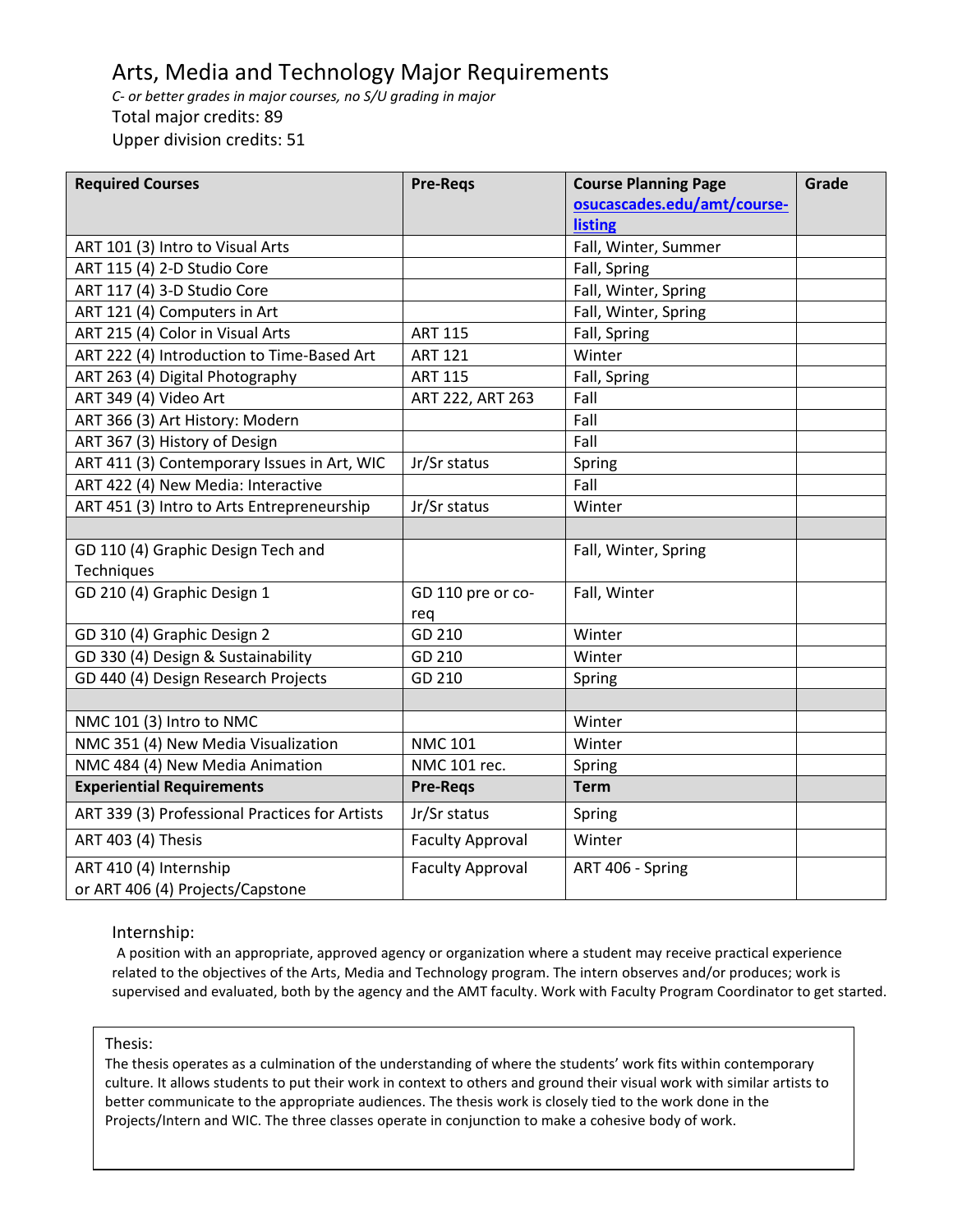# Arts, Media and Technology Major Requirements

*C- or better grades in major courses, no S/U grading in major*

Total major credits: 89

Upper division credits: 51

| Required Courses | Pre-Reqs | Course Planning Page osucascades.edu/amt/course-listing | Grade |
|---|---|---|---|
| ART 101 (3) Intro to Visual Arts | | Fall, Winter, Summer | |
| ART 115 (4) 2-D Studio Core | | Fall, Spring | |
| ART 117 (4) 3-D Studio Core | | Fall, Winter, Spring | |
| ART 121 (4) Computers in Art | | Fall, Winter, Spring | |
| ART 215 (4) Color in Visual Arts | ART 115 | Fall, Spring | |
| ART 222 (4) Introduction to Time-Based Art | ART 121 | Winter | |
| ART 263 (4) Digital Photography | ART 115 | Fall, Spring | |
| ART 349 (4) Video Art | ART 222, ART 263 | Fall | |
| ART 366 (3) Art History: Modern | | Fall | |
| ART 367 (3) History of Design | | Fall | |
| ART 411 (3) Contemporary Issues in Art, WIC | Jr/Sr status | Spring | |
| ART 422 (4) New Media: Interactive | | Fall | |
| ART 451 (3) Intro to Arts Entrepreneurship | Jr/Sr status | Winter | |
| | | | |
| GD 110 (4) Graphic Design Tech and Techniques | | Fall, Winter, Spring | |
| GD 210 (4) Graphic Design 1 | GD 110 pre or co-req | Fall, Winter | |
| GD 310 (4) Graphic Design 2 | GD 210 | Winter | |
| GD 330 (4) Design & Sustainability | GD 210 | Winter | |
| GD 440 (4) Design Research Projects | GD 210 | Spring | |
| | | | |
| NMC 101 (3) Intro to NMC | | Winter | |
| NMC 351 (4) New Media Visualization | NMC 101 | Winter | |
| NMC 484 (4) New Media Animation | NMC 101 rec. | Spring | |
| **Experiential Requirements** | **Pre-Reqs** | **Term** | |
| ART 339 (3) Professional Practices for Artists | Jr/Sr status | Spring | |
| ART 403 (4) Thesis | Faculty Approval | Winter | |
| ART 410 (4) Internship or ART 406 (4) Projects/Capstone | Faculty Approval | ART 406 - Spring | |

Internship:

A position with an appropriate, approved agency or organization where a student may receive practical experience related to the objectives of the Arts, Media and Technology program. The intern observes and/or produces; work is supervised and evaluated, both by the agency and the AMT faculty. Work with Faculty Program Coordinator to get started.

Thesis:

The thesis operates as a culmination of the understanding of where the students' work fits within contemporary culture. It allows students to put their work in context to others and ground their visual work with similar artists to better communicate to the appropriate audiences. The thesis work is closely tied to the work done in the Projects/Intern and WIC. The three classes operate in conjunction to make a cohesive body of work.